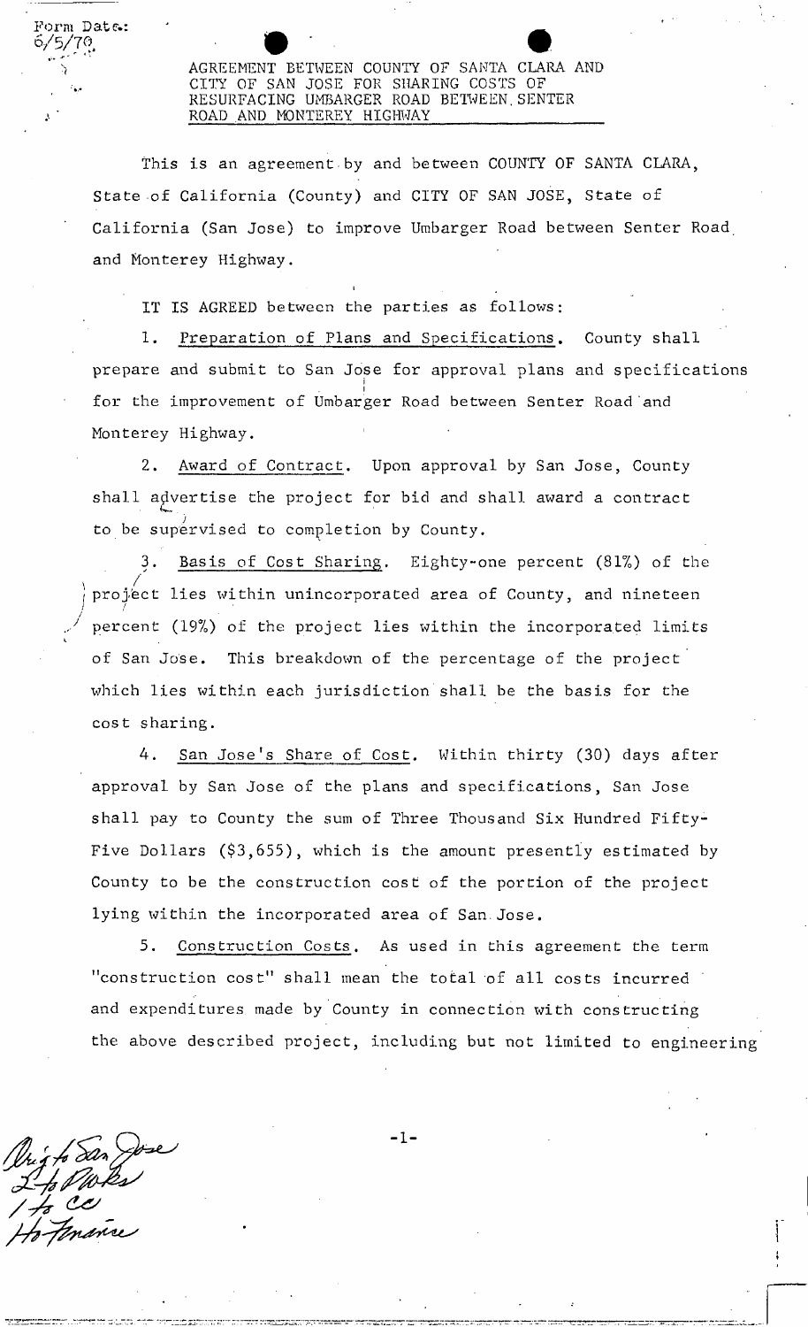Form Date:
6/5/70

AGREEMENT BETWEEN COUNTY OF SANTA CLARA AND CITY OF SAN JOSE FOR SHARING COSTS OF RESURFACING UMBARGER ROAD BETWEEN SENTER ROAD AND MONTEREY HIGHWAY

This is an agreement by and between COUNTY OF SANTA CLARA, State of California (County) and CITY OF SAN JOSE, State of California (San Jose) to improve Umbarger Road between Senter Road and Monterey Highway.

IT IS AGREED between the parties as follows:

1. Preparation of Plans and Specifications. County shall prepare and submit to San Jose for approval plans and specifications for the improvement of Umbarger Road between Senter Road and Monterey Highway.

2. Award of Contract. Upon approval by San Jose, County shall advertise the project for bid and shall award a contract to be supervised to completion by County.

3. Basis of Cost Sharing. Eighty-one percent (81%) of the project lies within unincorporated area of County, and nineteen percent (19%) of the project lies within the incorporated limits of San Jose. This breakdown of the percentage of the project which lies within each jurisdiction shall be the basis for the cost sharing.

4. San Jose's Share of Cost. Within thirty (30) days after approval by San Jose of the plans and specifications, San Jose shall pay to County the sum of Three Thousand Six Hundred Fifty-Five Dollars ($3,655), which is the amount presently estimated by County to be the construction cost of the portion of the project lying within the incorporated area of San Jose.

5. Construction Costs. As used in this agreement the term "construction cost" shall mean the total of all costs incurred and expenditures made by County in connection with constructing the above described project, including but not limited to engineering

Orig to San Jose
2 to Works
1 to CC
1 to Finance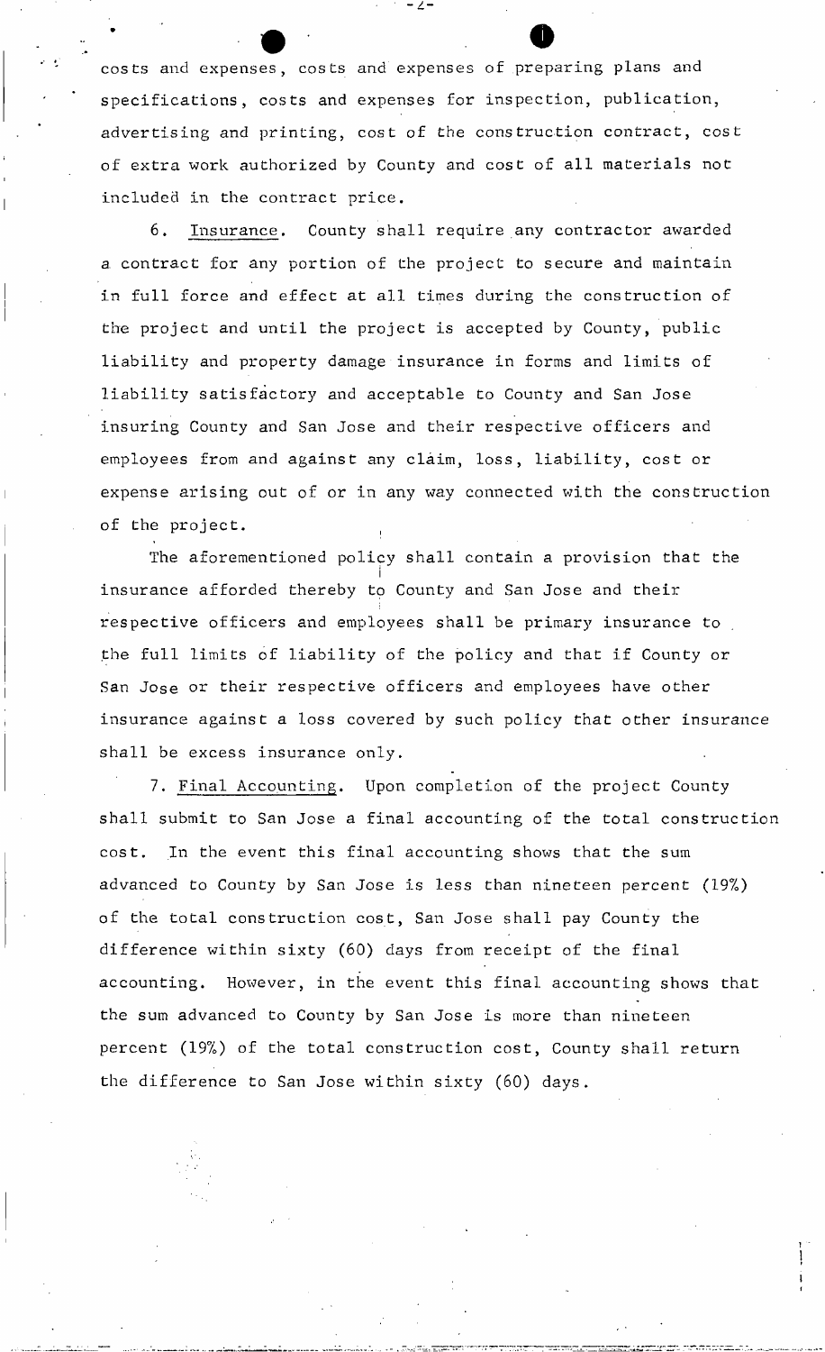costs and expenses, costs and expenses of preparing plans and specifications, costs and expenses for inspection, publication, advertising and printing, cost of the construction contract, cost of extra work authorized by County and cost of all materials not included in the contract price.

6. Insurance. County shall require any contractor awarded a contract for any portion of the project to secure and maintain in full force and effect at all times during the construction of the project and until the project is accepted by County, public liability and property damage insurance in forms and limits of liability satisfactory and acceptable to County and San Jose insuring County and San Jose and their respective officers and employees from and against any claim, loss, liability, cost or expense arising out of or in any way connected with the construction of the project.

The aforementioned policy shall contain a provision that the insurance afforded thereby to County and San Jose and their respective officers and employees shall be primary insurance to the full limits of liability of the policy and that if County or San Jose or their respective officers and employees have other insurance against a loss covered by such policy that other insurance shall be excess insurance only.

7. Final Accounting. Upon completion of the project County shall submit to San Jose a final accounting of the total construction cost. In the event this final accounting shows that the sum advanced to County by San Jose is less than nineteen percent (19%) of the total construction cost, San Jose shall pay County the difference within sixty (60) days from receipt of the final accounting. However, in the event this final accounting shows that the sum advanced to County by San Jose is more than nineteen percent (19%) of the total construction cost, County shall return the difference to San Jose within sixty (60) days.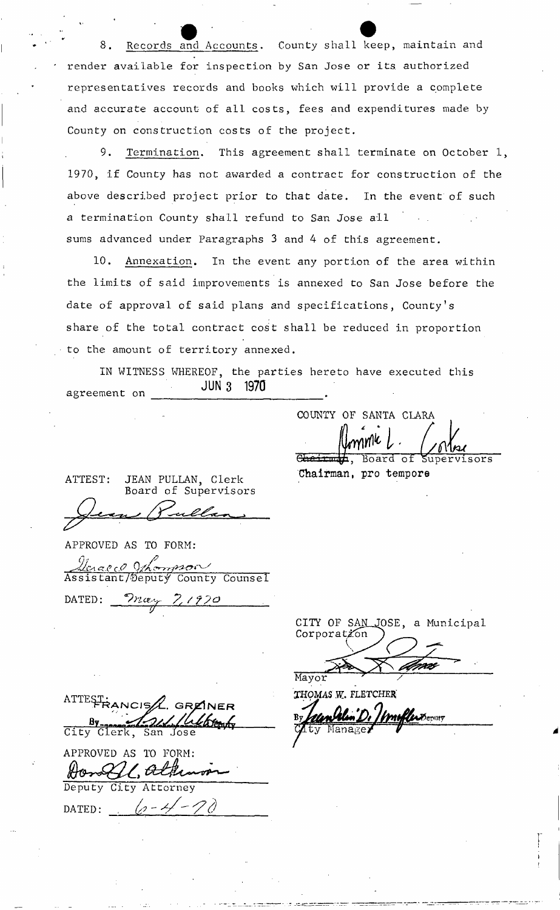8. Records and Accounts. County shall keep, maintain and render available for inspection by San Jose or its authorized representatives records and books which will provide a complete and accurate account of all costs, fees and expenditures made by County on construction costs of the project.

9. Termination. This agreement shall terminate on October 1, 1970, if County has not awarded a contract for construction of the above described project prior to that date. In the event of such a termination County shall refund to San Jose all sums advanced under Paragraphs 3 and 4 of this agreement.

10. Annexation. In the event any portion of the area within the limits of said improvements is annexed to San Jose before the date of approval of said plans and specifications, County's share of the total contract cost shall be reduced in proportion to the amount of territory annexed.

IN WITNESS WHEREOF, the parties hereto have executed this agreement on JUN 3 1970.

COUNTY OF SANTA CLARA

Dominic L. Cortese

~~Chairman~~, Board of Supervisors
Chairman, pro tempore

ATTEST: JEAN PULLAN, Clerk
Board of Supervisors

Jean Pullan

APPROVED AS TO FORM:

Gerald Thompson
Assistant/Deputy County Counsel

DATED: May 7, 1970

CITY OF SAN JOSE, a Municipal Corporation

Mayor

THOMAS W. FLETCHER
By ________ Deputy
City Manager

ATTEST: FRANCIS L. GREINER
By ________ Deputy
City Clerk, San Jose

APPROVED AS TO FORM:

Donald L. Atkinson
Deputy City Attorney

DATED: 6-4-70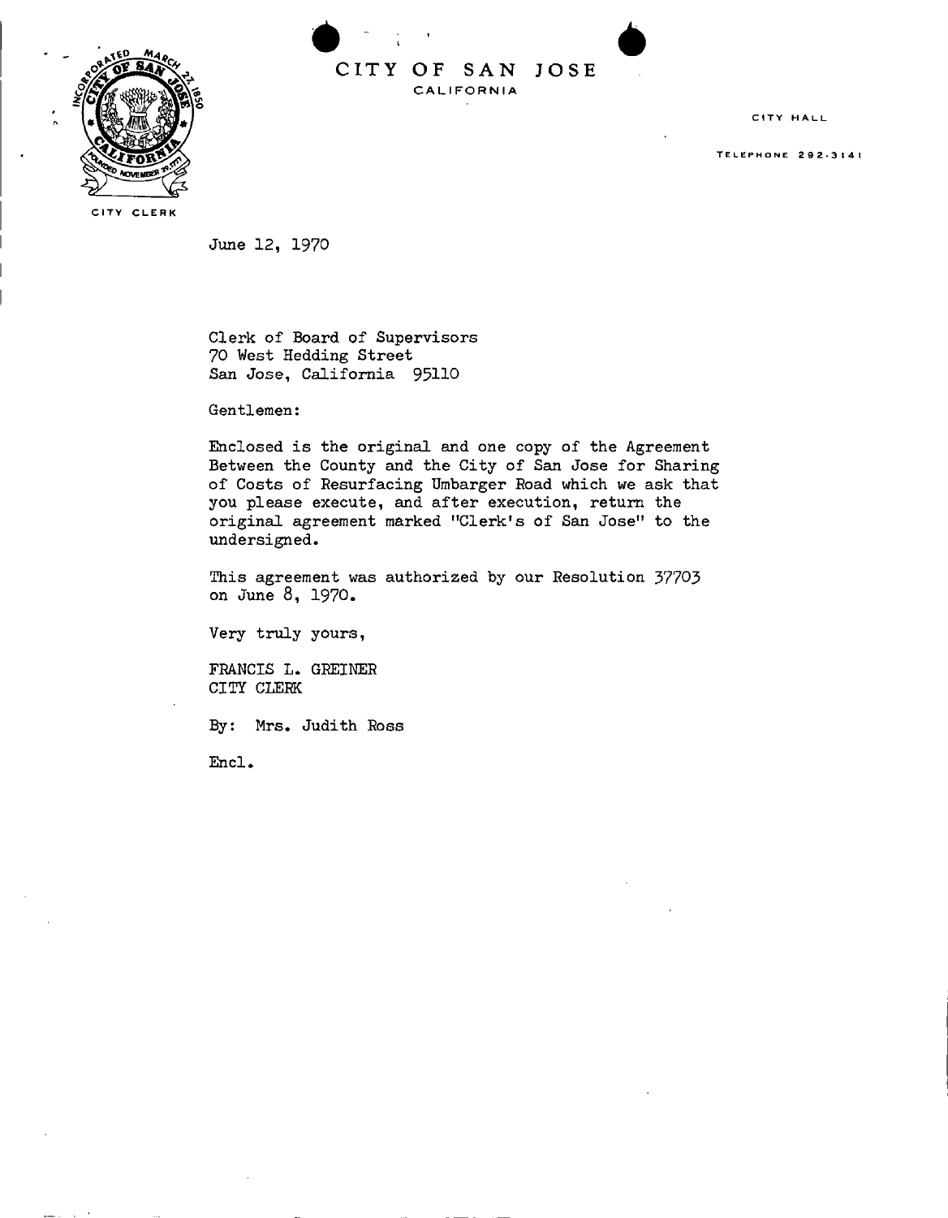# CITY OF SAN JOSE

CALIFORNIA

CITY CLERK

CITY HALL

TELEPHONE 292-3141

June 12, 1970

Clerk of Board of Supervisors
70 West Hedding Street
San Jose, California 95110

Gentlemen:

Enclosed is the original and one copy of the Agreement Between the County and the City of San Jose for Sharing of Costs of Resurfacing Umbarger Road which we ask that you please execute, and after execution, return the original agreement marked "Clerk's of San Jose" to the undersigned.

This agreement was authorized by our Resolution 37703 on June 8, 1970.

Very truly yours,

FRANCIS L. GREINER
CITY CLERK

By: Mrs. Judith Ross

Encl.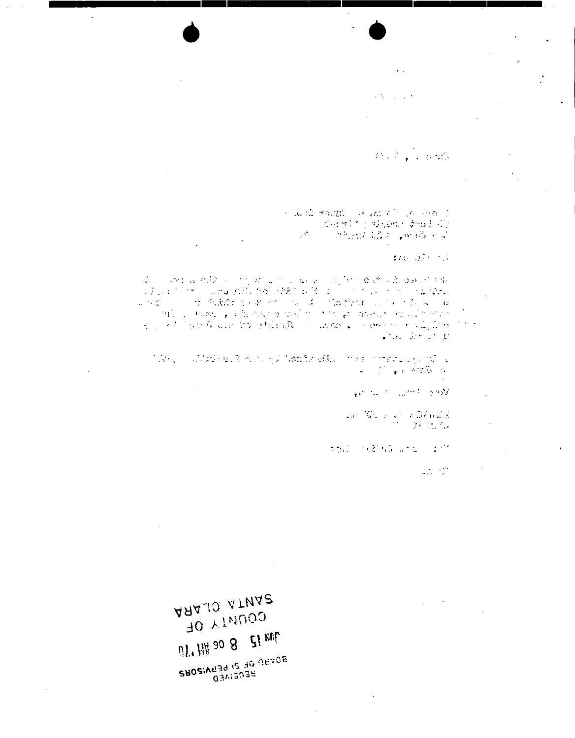RECEIVED
BOARD OF SUPERVISORS

JUN 15 8 06 AM '70

COUNTY OF
SANTA CLARA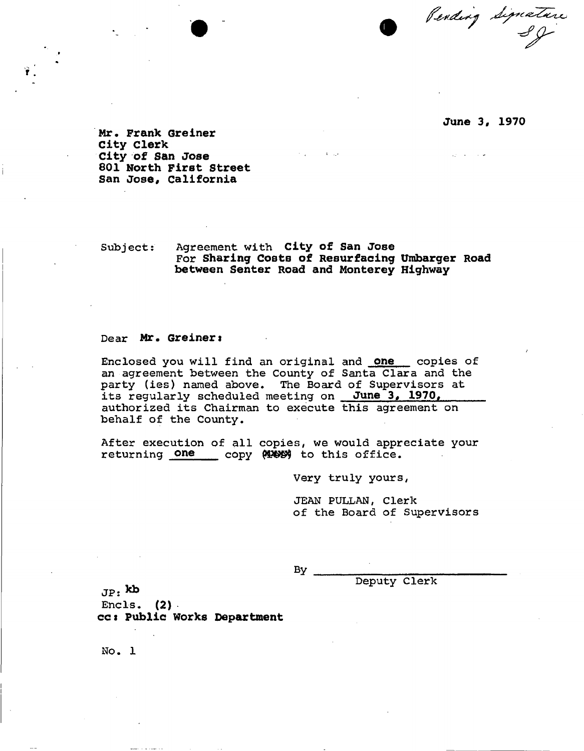*Pending Signature SJ*

June 3, 1970

Mr. Frank Greiner
City Clerk
City of San Jose
801 North First Street
San Jose, California

Subject: Agreement with **City of San Jose**
For **Sharing Costs of Resurfacing Umbarger Road between Senter Road and Monterey Highway**

Dear **Mr. Greiner:**

Enclosed you will find an original and **one** copies of an agreement between the County of Santa Clara and the party (ies) named above. The Board of Supervisors at its regularly scheduled meeting on **June 3, 1970,** authorized its Chairman to execute this agreement on behalf of the County.

After execution of all copies, we would appreciate your returning **one** copy ~~(ies)~~ to this office.

Very truly yours,

JEAN PULLAN, Clerk
of the Board of Supervisors

By ____________________
Deputy Clerk

JP: kb
Encls. (2)
cc: Public Works Department

No. 1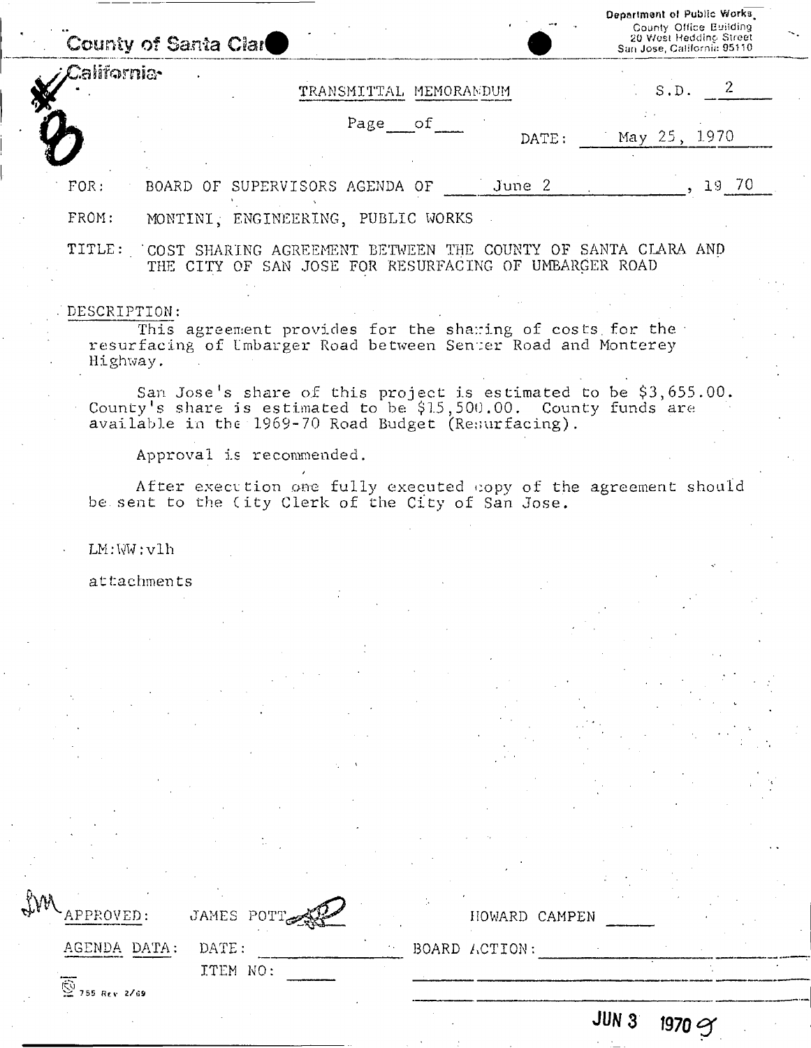County of Santa Clara

California

Department of Public Works
County Office Building
20 West Hedding Street
San Jose, California 95110

TRANSMITTAL MEMORANDUM

S.D. 2

Page ___ of ___

DATE: May 25, 1970

FOR: BOARD OF SUPERVISORS AGENDA OF June 2, 1970

FROM: MONTINI, ENGINEERING, PUBLIC WORKS

TITLE: COST SHARING AGREEMENT BETWEEN THE COUNTY OF SANTA CLARA AND THE CITY OF SAN JOSE FOR RESURFACING OF UMBARGER ROAD

DESCRIPTION:

This agreement provides for the sharing of costs for the resurfacing of Umbarger Road between Senter Road and Monterey Highway.

San Jose's share of this project is estimated to be $3,655.00. County's share is estimated to be $15,500.00. County funds are available in the 1969-70 Road Budget (Resurfacing).

Approval is recommended.

After execution one fully executed copy of the agreement should be sent to the City Clerk of the City of San Jose.

LM:WW:vlh

attachments

APPROVED: JAMES POTT | HOWARD CAMPEN

AGENDA DATA: DATE: ______ ITEM NO: ______

BOARD ACTION:

755 Rev 2/69

JUN 3 1970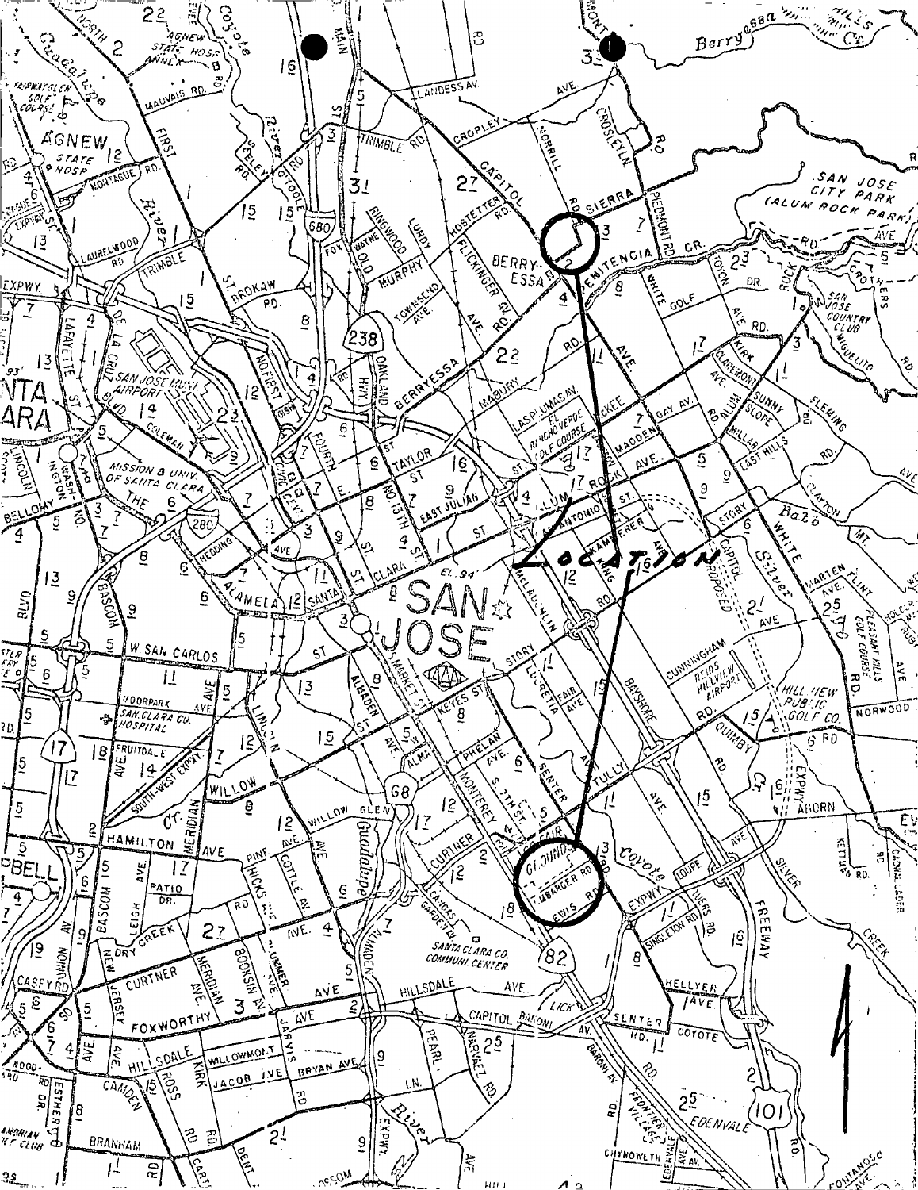LOCATION

GROUNDS

SAN JOSE

SAN JOSE CITY PARK (ALUM ROCK PARK)

SAN JOSE MUNI AIRPORT

MISSION & UNIV. OF SANTA CLARA

AGNEW STATE HOSP.

SAN JOSE COUNTRY CLUB

REIDS HILLVIEW AIRPORT

HILLVIEW PUBLIC GOLF CO.

SAN CLARA CO. HOSPITAL

SANTA CLARA CO. COMMUNI. CENTER

PLEASANT HILLS GOLF COURSE

EL RANCHO VERDE GOLF COURSE

CAPITOL PROPOSED

4